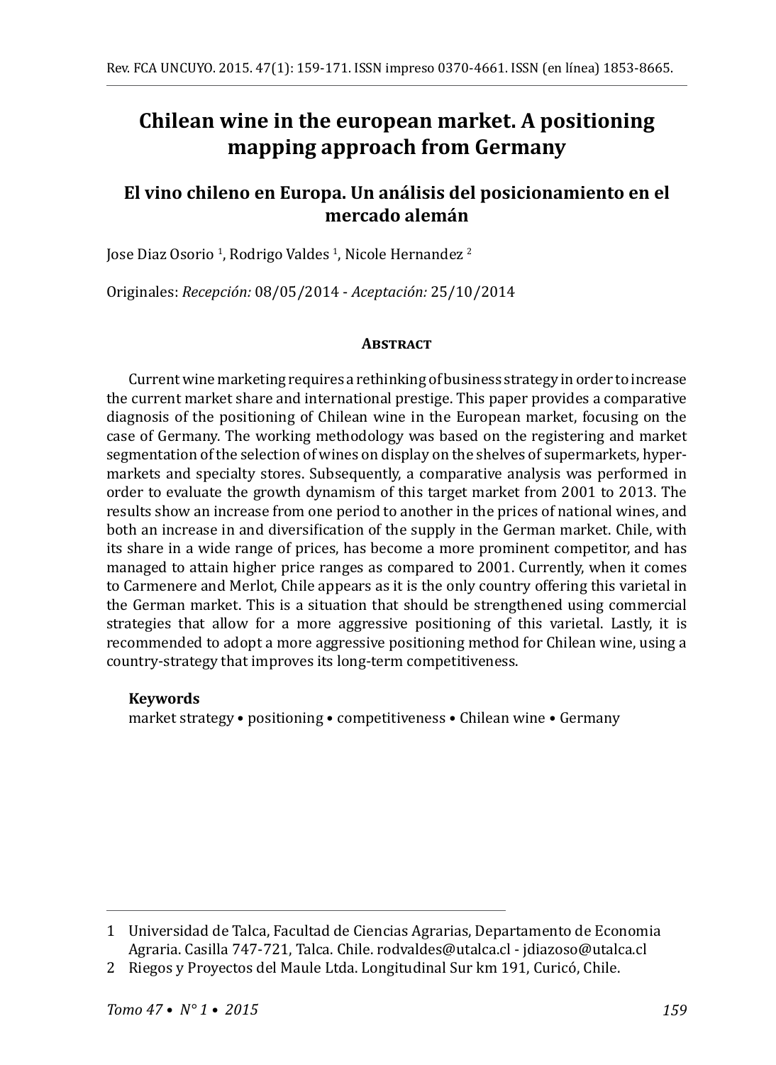# Chilean wine in the european market. A positioning mapping approach from Germany

## El vino chileno en Europa. Un análisis del posicionamiento en el mercado alemán

Jose Diaz Osorio [1], Rodrigo Valdes [1], Nicole Hernandez [2]

Originales: *Recepción:* 08/05/2014 - *Aceptación:* 25/10/2014

#### Abstract

Current wine marketing requires a rethinking of business strategy in order to increase the current market share and international prestige. This paper provides a comparative diagnosis of the positioning of Chilean wine in the European market, focusing on the case of Germany. The working methodology was based on the registering and market segmentation of the selection of wines on display on the shelves of supermarkets, hypermarkets and specialty stores. Subsequently, a comparative analysis was performed in order to evaluate the growth dynamism of this target market from 2001 to 2013. The results show an increase from one period to another in the prices of national wines, and both an increase in and diversification of the supply in the German market. Chile, with its share in a wide range of prices, has become a more prominent competitor, and has managed to attain higher price ranges as compared to 2001. Currently, when it comes to Carmenere and Merlot, Chile appears as it is the only country offering this varietal in the German market. This is a situation that should be strengthened using commercial strategies that allow for a more aggressive positioning of this varietal. Lastly, it is recommended to adopt a more aggressive positioning method for Chilean wine, using a country-strategy that improves its long-term competitiveness.

**Keywords**

market strategy • positioning • competitiveness • Chilean wine • Germany

---

1 Universidad de Talca, Facultad de Ciencias Agrarias, Departamento de Economia Agraria. Casilla 747-721, Talca. Chile. rodvaldes@utalca.cl - jdiazoso@utalca.cl

2 Riegos y Proyectos del Maule Ltda. Longitudinal Sur km 191, Curicó, Chile.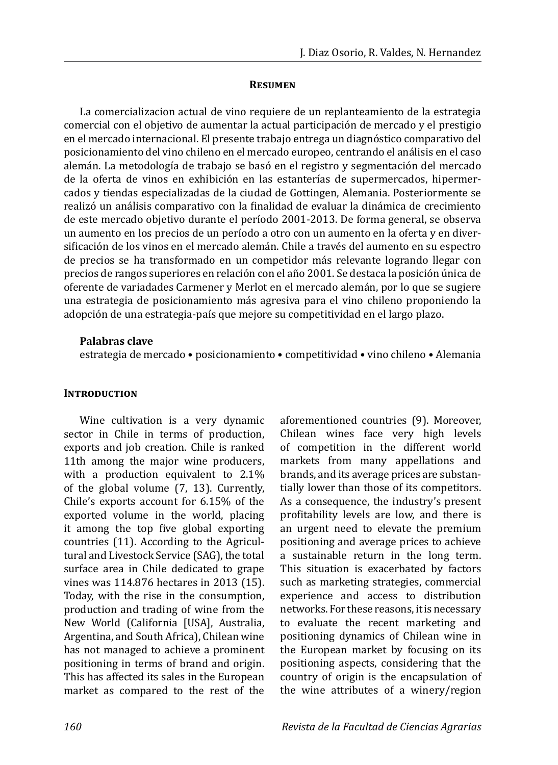## Resumen

La comercializacion actual de vino requiere de un replanteamiento de la estrategia comercial con el objetivo de aumentar la actual participación de mercado y el prestigio en el mercado internacional. El presente trabajo entrega un diagnóstico comparativo del posicionamiento del vino chileno en el mercado europeo, centrando el análisis en el caso alemán. La metodología de trabajo se basó en el registro y segmentación del mercado de la oferta de vinos en exhibición en las estanterías de supermercados, hipermercados y tiendas especializadas de la ciudad de Gottingen, Alemania. Posteriormente se realizó un análisis comparativo con la finalidad de evaluar la dinámica de crecimiento de este mercado objetivo durante el período 2001-2013. De forma general, se observa un aumento en los precios de un período a otro con un aumento en la oferta y en diversificación de los vinos en el mercado alemán. Chile a través del aumento en su espectro de precios se ha transformado en un competidor más relevante logrando llegar con precios de rangos superiores en relación con el año 2001. Se destaca la posición única de oferente de variadades Carmener y Merlot en el mercado alemán, por lo que se sugiere una estrategia de posicionamiento más agresiva para el vino chileno proponiendo la adopción de una estrategia-país que mejore su competitividad en el largo plazo.

**Palabras clave**

estrategia de mercado • posicionamiento • competitividad • vino chileno • Alemania

## Introduction

Wine cultivation is a very dynamic sector in Chile in terms of production, exports and job creation. Chile is ranked 11th among the major wine producers, with a production equivalent to 2.1% of the global volume (7, 13). Currently, Chile's exports account for 6.15% of the exported volume in the world, placing it among the top five global exporting countries (11). According to the Agricultural and Livestock Service (SAG), the total surface area in Chile dedicated to grape vines was 114.876 hectares in 2013 (15). Today, with the rise in the consumption, production and trading of wine from the New World (California [USA], Australia, Argentina, and South Africa), Chilean wine has not managed to achieve a prominent positioning in terms of brand and origin. This has affected its sales in the European market as compared to the rest of the aforementioned countries (9). Moreover, Chilean wines face very high levels of competition in the different world markets from many appellations and brands, and its average prices are substantially lower than those of its competitors. As a consequence, the industry's present profitability levels are low, and there is an urgent need to elevate the premium positioning and average prices to achieve a sustainable return in the long term. This situation is exacerbated by factors such as marketing strategies, commercial experience and access to distribution networks. For these reasons, it is necessary to evaluate the recent marketing and positioning dynamics of Chilean wine in the European market by focusing on its positioning aspects, considering that the country of origin is the encapsulation of the wine attributes of a winery/region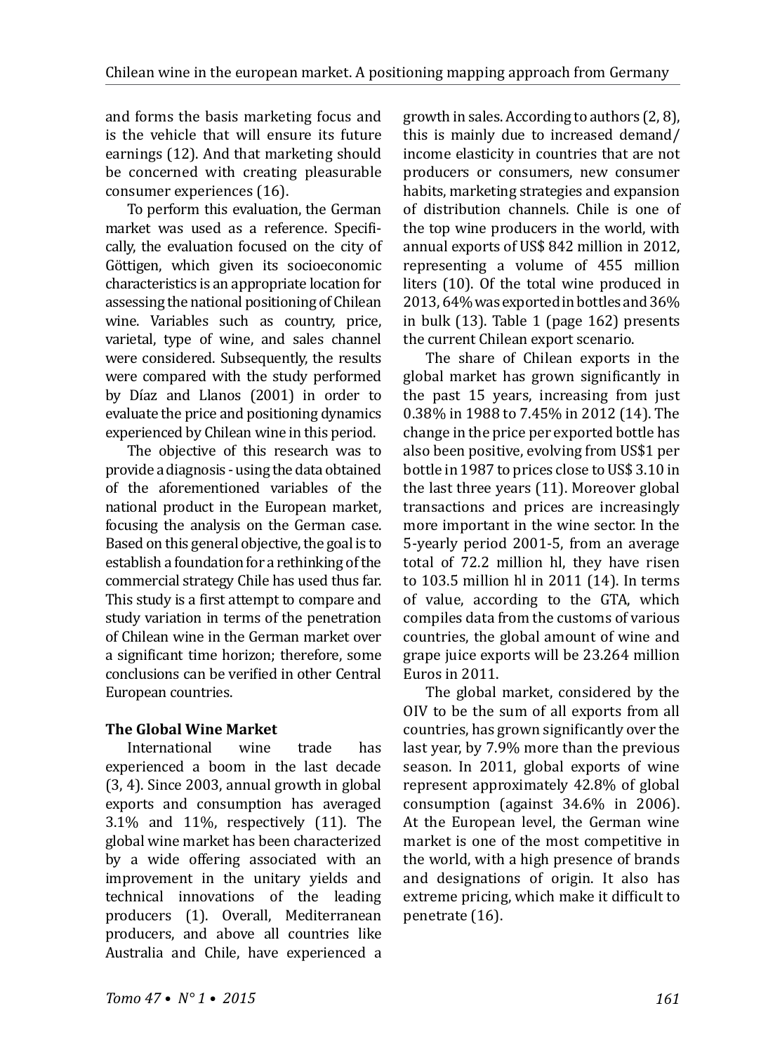and forms the basis marketing focus and is the vehicle that will ensure its future earnings (12). And that marketing should be concerned with creating pleasurable consumer experiences (16).

To perform this evaluation, the German market was used as a reference. Specifically, the evaluation focused on the city of Göttigen, which given its socioeconomic characteristics is an appropriate location for assessing the national positioning of Chilean wine. Variables such as country, price, varietal, type of wine, and sales channel were considered. Subsequently, the results were compared with the study performed by Díaz and Llanos (2001) in order to evaluate the price and positioning dynamics experienced by Chilean wine in this period.

The objective of this research was to provide a diagnosis - using the data obtained of the aforementioned variables of the national product in the European market, focusing the analysis on the German case. Based on this general objective, the goal is to establish a foundation for a rethinking of the commercial strategy Chile has used thus far. This study is a first attempt to compare and study variation in terms of the penetration of Chilean wine in the German market over a significant time horizon; therefore, some conclusions can be verified in other Central European countries.

**The Global Wine Market**

International wine trade has experienced a boom in the last decade (3, 4). Since 2003, annual growth in global exports and consumption has averaged 3.1% and 11%, respectively (11). The global wine market has been characterized by a wide offering associated with an improvement in the unitary yields and technical innovations of the leading producers (1). Overall, Mediterranean producers, and above all countries like Australia and Chile, have experienced a growth in sales. According to authors (2, 8), this is mainly due to increased demand/income elasticity in countries that are not producers or consumers, new consumer habits, marketing strategies and expansion of distribution channels. Chile is one of the top wine producers in the world, with annual exports of US$ 842 million in 2012, representing a volume of 455 million liters (10). Of the total wine produced in 2013, 64% was exported in bottles and 36% in bulk (13). Table 1 (page 162) presents the current Chilean export scenario.

The share of Chilean exports in the global market has grown significantly in the past 15 years, increasing from just 0.38% in 1988 to 7.45% in 2012 (14). The change in the price per exported bottle has also been positive, evolving from US$1 per bottle in 1987 to prices close to US$ 3.10 in the last three years (11). Moreover global transactions and prices are increasingly more important in the wine sector. In the 5-yearly period 2001-5, from an average total of 72.2 million hl, they have risen to 103.5 million hl in 2011 (14). In terms of value, according to the GTA, which compiles data from the customs of various countries, the global amount of wine and grape juice exports will be 23.264 million Euros in 2011.

The global market, considered by the OIV to be the sum of all exports from all countries, has grown significantly over the last year, by 7.9% more than the previous season. In 2011, global exports of wine represent approximately 42.8% of global consumption (against 34.6% in 2006). At the European level, the German wine market is one of the most competitive in the world, with a high presence of brands and designations of origin. It also has extreme pricing, which make it difficult to penetrate (16).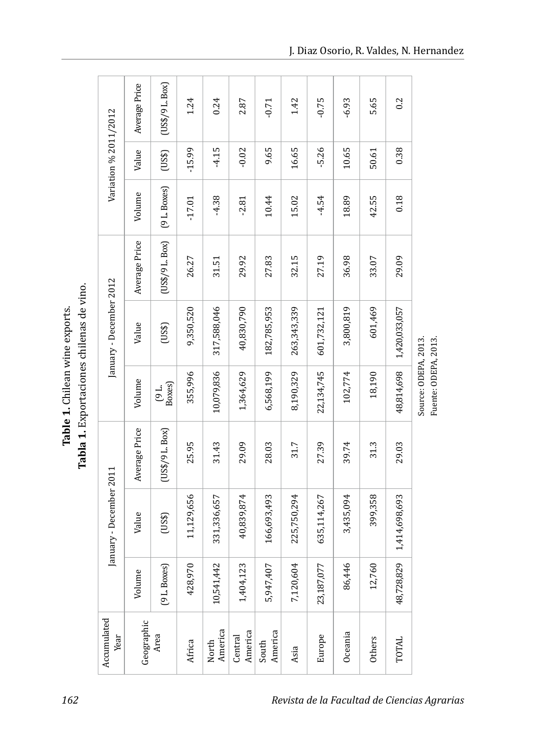**Table 1.** Chilean wine exports.

**Tabla 1.** Exportaciones chilenas de vino.

| Accumulated Year | January - December 2011 | | | January - December 2012 | | | Variation % 2011/2012 | | |
|---|---|---|---|---|---|---|---|---|---|
| Geographic Area | Volume | Value | Average Price | Volume | Value | Average Price | Volume | Value | Average Price |
| | (9 L. Boxes) | (US$) | (US$/9 L. Box) | (9 L. Boxes) | (US$) | (US$/9 L. Box) | (9 L. Boxes) | (US$) | (US$/9 L. Box) |
| Africa | 428,970 | 11,129,656 | 25.95 | 355,996 | 9,350,520 | 26.27 | -17.01 | -15.99 | 1.24 |
| North America | 10,541,442 | 331,336,657 | 31.43 | 10,079,836 | 317,588,046 | 31.51 | -4.38 | -4.15 | 0.24 |
| Central America | 1,404,123 | 40,839,874 | 29.09 | 1,364,629 | 40,830,790 | 29.92 | -2.81 | -0.02 | 2.87 |
| South America | 5,947,407 | 166,693,493 | 28.03 | 6,568,199 | 182,785,953 | 27.83 | 10.44 | 9.65 | -0.71 |
| Asia | 7,120,604 | 225,750,294 | 31.7 | 8,190,329 | 263,343,339 | 32.15 | 15.02 | 16.65 | 1.42 |
| Europe | 23,187,077 | 635,114,267 | 27.39 | 22,134,745 | 601,732,121 | 27.19 | -4.54 | -5.26 | -0.75 |
| Oceania | 86,446 | 3,435,094 | 39.74 | 102,774 | 3,800,819 | 36.98 | 18.89 | 10.65 | -6.93 |
| Others | 12,760 | 399,358 | 31.3 | 18,190 | 601,469 | 33.07 | 42.55 | 50.61 | 5.65 |
| TOTAL | 48,728,829 | 1,414,698,693 | 29.03 | 48,814,698 | 1,420,033,057 | 29.09 | 0.18 | 0.38 | 0.2 |

Source: ODEPA, 2013.
Fuente: ODEPA, 2013.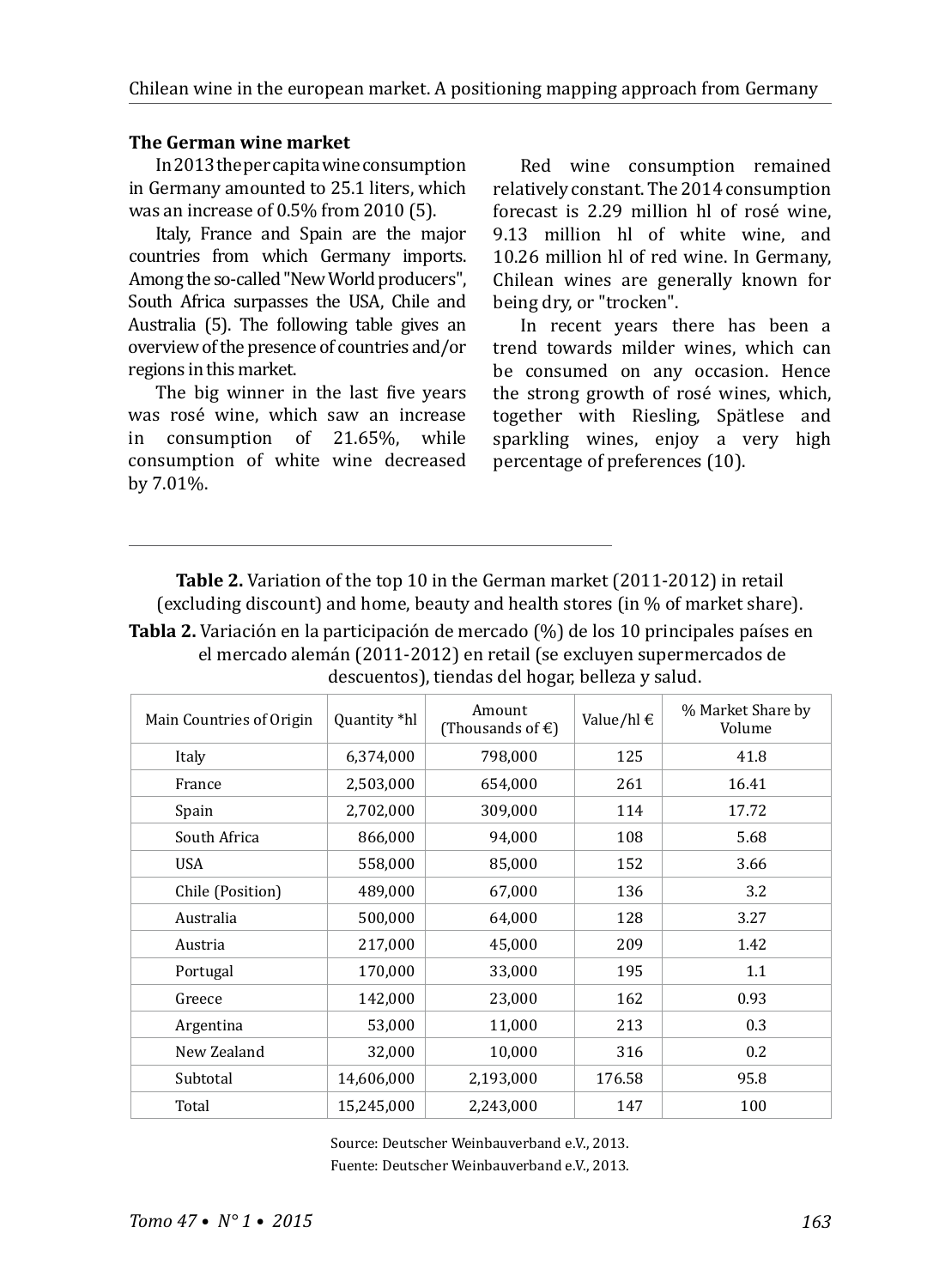### The German wine market

In 2013 the per capita wine consumption in Germany amounted to 25.1 liters, which was an increase of 0.5% from 2010 (5).

Italy, France and Spain are the major countries from which Germany imports. Among the so-called "New World producers", South Africa surpasses the USA, Chile and Australia (5). The following table gives an overview of the presence of countries and/or regions in this market.

The big winner in the last five years was rosé wine, which saw an increase in consumption of 21.65%, while consumption of white wine decreased by 7.01%.

Red wine consumption remained relatively constant. The 2014 consumption forecast is 2.29 million hl of rosé wine, 9.13 million hl of white wine, and 10.26 million hl of red wine. In Germany, Chilean wines are generally known for being dry, or "trocken".

In recent years there has been a trend towards milder wines, which can be consumed on any occasion. Hence the strong growth of rosé wines, which, together with Riesling, Spätlese and sparkling wines, enjoy a very high percentage of preferences (10).

**Table 2.** Variation of the top 10 in the German market (2011-2012) in retail (excluding discount) and home, beauty and health stores (in % of market share).

**Tabla 2.** Variación en la participación de mercado (%) de los 10 principales países en el mercado alemán (2011-2012) en retail (se excluyen supermercados de descuentos), tiendas del hogar, belleza y salud.

| Main Countries of Origin | Quantity *hl | Amount (Thousands of €) | Value/hl € | % Market Share by Volume |
|---|---|---|---|---|
| Italy | 6,374,000 | 798,000 | 125 | 41.8 |
| France | 2,503,000 | 654,000 | 261 | 16.41 |
| Spain | 2,702,000 | 309,000 | 114 | 17.72 |
| South Africa | 866,000 | 94,000 | 108 | 5.68 |
| USA | 558,000 | 85,000 | 152 | 3.66 |
| Chile (Position) | 489,000 | 67,000 | 136 | 3.2 |
| Australia | 500,000 | 64,000 | 128 | 3.27 |
| Austria | 217,000 | 45,000 | 209 | 1.42 |
| Portugal | 170,000 | 33,000 | 195 | 1.1 |
| Greece | 142,000 | 23,000 | 162 | 0.93 |
| Argentina | 53,000 | 11,000 | 213 | 0.3 |
| New Zealand | 32,000 | 10,000 | 316 | 0.2 |
| Subtotal | 14,606,000 | 2,193,000 | 176.58 | 95.8 |
| Total | 15,245,000 | 2,243,000 | 147 | 100 |

Source: Deutscher Weinbauverband e.V., 2013.
Fuente: Deutscher Weinbauverband e.V., 2013.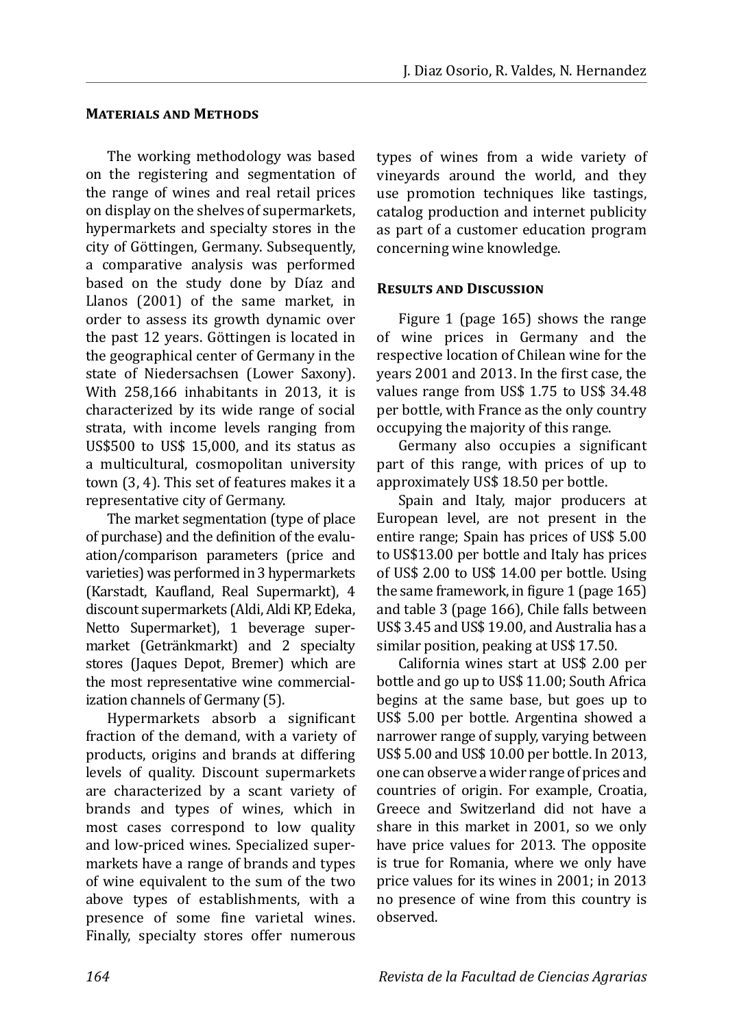## Materials and Methods

The working methodology was based on the registering and segmentation of the range of wines and real retail prices on display on the shelves of supermarkets, hypermarkets and specialty stores in the city of Göttingen, Germany. Subsequently, a comparative analysis was performed based on the study done by Díaz and Llanos (2001) of the same market, in order to assess its growth dynamic over the past 12 years. Göttingen is located in the geographical center of Germany in the state of Niedersachsen (Lower Saxony). With 258,166 inhabitants in 2013, it is characterized by its wide range of social strata, with income levels ranging from US$500 to US$ 15,000, and its status as a multicultural, cosmopolitan university town (3, 4). This set of features makes it a representative city of Germany.

The market segmentation (type of place of purchase) and the definition of the evaluation/comparison parameters (price and varieties) was performed in 3 hypermarkets (Karstadt, Kaufland, Real Supermarkt), 4 discount supermarkets (Aldi, Aldi KP, Edeka, Netto Supermarket), 1 beverage supermarket (Getränkmarkt) and 2 specialty stores (Jaques Depot, Bremer) which are the most representative wine commercialization channels of Germany (5).

Hypermarkets absorb a significant fraction of the demand, with a variety of products, origins and brands at differing levels of quality. Discount supermarkets are characterized by a scant variety of brands and types of wines, which in most cases correspond to low quality and low-priced wines. Specialized supermarkets have a range of brands and types of wine equivalent to the sum of the two above types of establishments, with a presence of some fine varietal wines. Finally, specialty stores offer numerous types of wines from a wide variety of vineyards around the world, and they use promotion techniques like tastings, catalog production and internet publicity as part of a customer education program concerning wine knowledge.

## Results and Discussion

Figure 1 (page 165) shows the range of wine prices in Germany and the respective location of Chilean wine for the years 2001 and 2013. In the first case, the values range from US$ 1.75 to US$ 34.48 per bottle, with France as the only country occupying the majority of this range.

Germany also occupies a significant part of this range, with prices of up to approximately US$ 18.50 per bottle.

Spain and Italy, major producers at European level, are not present in the entire range; Spain has prices of US$ 5.00 to US$13.00 per bottle and Italy has prices of US$ 2.00 to US$ 14.00 per bottle. Using the same framework, in figure 1 (page 165) and table 3 (page 166), Chile falls between US$ 3.45 and US$ 19.00, and Australia has a similar position, peaking at US$ 17.50.

California wines start at US$ 2.00 per bottle and go up to US$ 11.00; South Africa begins at the same base, but goes up to US$ 5.00 per bottle. Argentina showed a narrower range of supply, varying between US$ 5.00 and US$ 10.00 per bottle. In 2013, one can observe a wider range of prices and countries of origin. For example, Croatia, Greece and Switzerland did not have a share in this market in 2001, so we only have price values for 2013. The opposite is true for Romania, where we only have price values for its wines in 2001; in 2013 no presence of wine from this country is observed.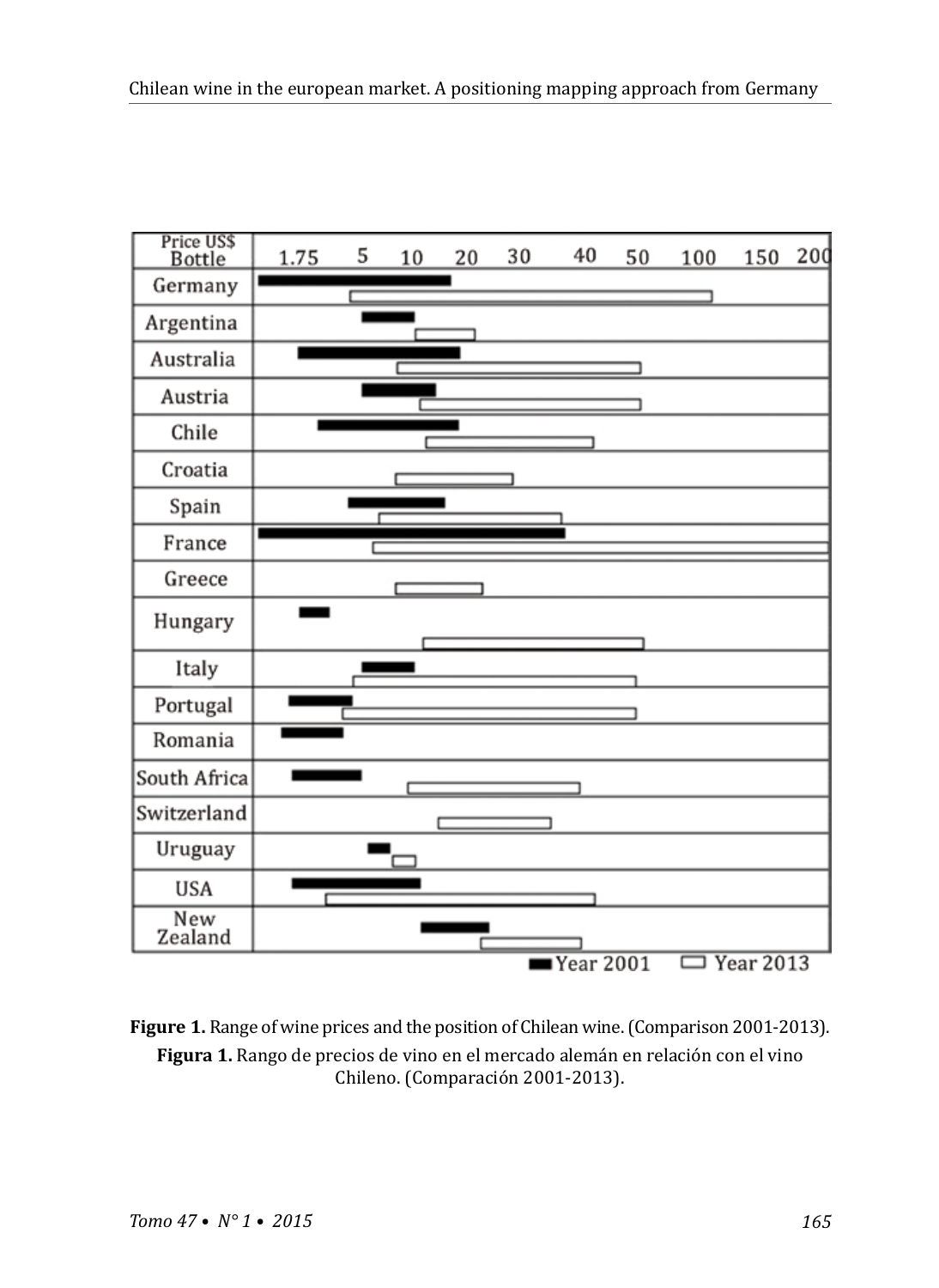**Figure 1.** Range of wine prices and the position of Chilean wine. (Comparison 2001-2013).

**Figura 1.** Rango de precios de vino en el mercado alemán en relación con el vino Chileno. (Comparación 2001-2013).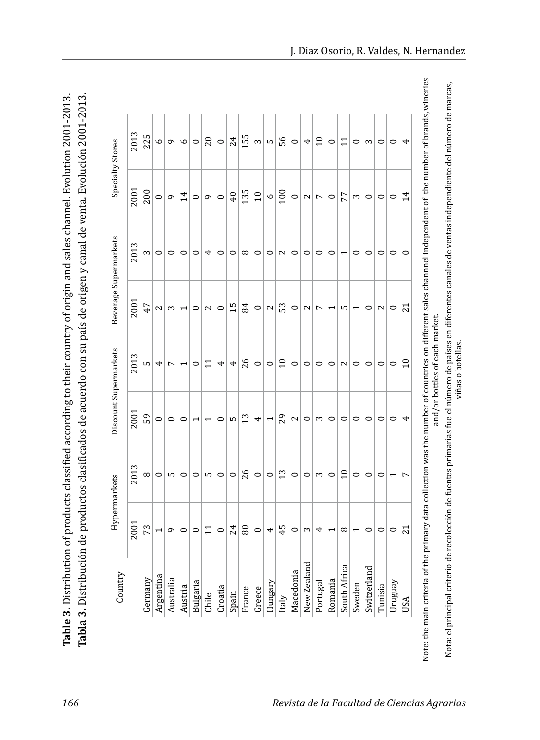**Table 3.** Distribution of products classified according to their country of origin and sales channel. Evolution 2001-2013.

**Tabla 3.** Distribución de productos clasificados de acuerdo con su país de origen y canal de venta. Evolución 2001-2013.

| Country | Hypermarkets | | Discount Supermarkets | | Beverage Supermarkets | | Specialty Stores | |
|---|---|---|---|---|---|---|---|---|
| | 2001 | 2013 | 2001 | 2013 | 2001 | 2013 | 2001 | 2013 |
| Germany | 73 | 8 | 59 | 5 | 47 | 3 | 200 | 225 |
| Argentina | 1 | 0 | 0 | 4 | 2 | 0 | 0 | 6 |
| Australia | 9 | 5 | 0 | 7 | 3 | 0 | 9 | 9 |
| Austria | 0 | 0 | 0 | 1 | 1 | 0 | 14 | 6 |
| Bulgaria | 0 | 0 | 1 | 0 | 0 | 0 | 0 | 0 |
| Chile | 11 | 5 | 1 | 11 | 2 | 4 | 9 | 20 |
| Croatia | 0 | 0 | 0 | 4 | 0 | 0 | 0 | 0 |
| Spain | 24 | 0 | 5 | 4 | 15 | 0 | 40 | 24 |
| France | 80 | 26 | 13 | 26 | 84 | 8 | 135 | 155 |
| Greece | 0 | 0 | 4 | 0 | 0 | 0 | 10 | 3 |
| Hungary | 4 | 0 | 1 | 0 | 2 | 0 | 6 | 5 |
| Italy | 45 | 13 | 29 | 10 | 53 | 2 | 100 | 56 |
| Macedonia | 0 | 0 | 2 | 0 | 0 | 0 | 0 | 0 |
| New Zealand | 3 | 0 | 0 | 0 | 2 | 0 | 2 | 4 |
| Portugal | 4 | 3 | 3 | 0 | 7 | 0 | 7 | 10 |
| Romania | 1 | 0 | 0 | 0 | 1 | 0 | 0 | 0 |
| South Africa | 8 | 10 | 0 | 2 | 5 | 1 | 77 | 11 |
| Sweden | 1 | 0 | 0 | 0 | 1 | 0 | 3 | 0 |
| Switzerland | 0 | 0 | 0 | 0 | 0 | 0 | 0 | 3 |
| Tunisia | 0 | 0 | 0 | 0 | 2 | 0 | 0 | 0 |
| Uruguay | 0 | 1 | 0 | 0 | 0 | 0 | 0 | 0 |
| USA | 21 | 7 | 4 | 10 | 21 | 0 | 14 | 4 |

Note: the main criteria of the primary data collection was the number of countries on different sales channnel independent of the number of brands, wineries and/or bottles of each market.

Nota: el principal criterio de recolección de fuentes primarias fue el número de países en diferentes canales de ventas independiente del número de marcas, viñas o botellas.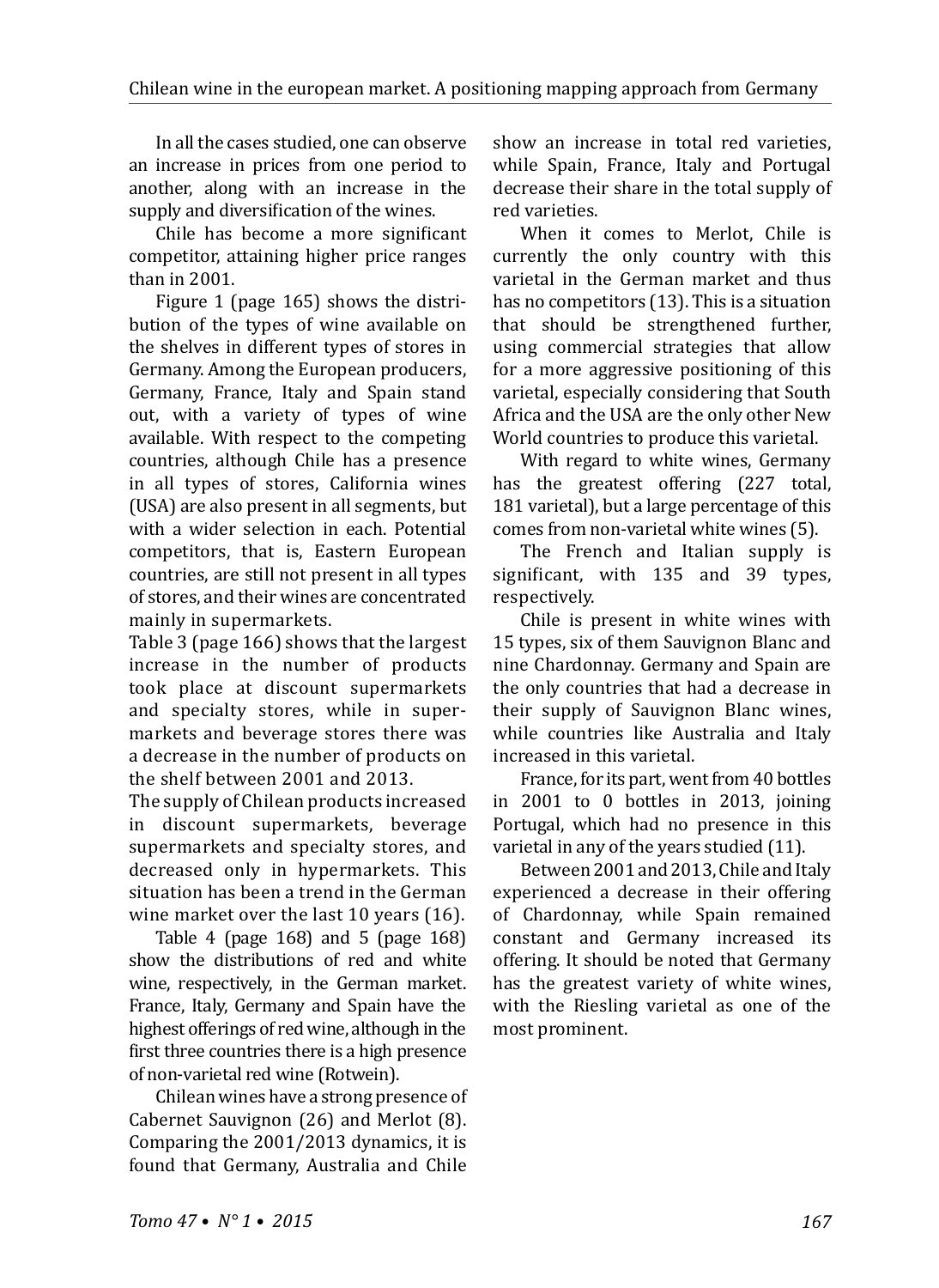In all the cases studied, one can observe an increase in prices from one period to another, along with an increase in the supply and diversification of the wines.

Chile has become a more significant competitor, attaining higher price ranges than in 2001.

Figure 1 (page 165) shows the distribution of the types of wine available on the shelves in different types of stores in Germany. Among the European producers, Germany, France, Italy and Spain stand out, with a variety of types of wine available. With respect to the competing countries, although Chile has a presence in all types of stores, California wines (USA) are also present in all segments, but with a wider selection in each. Potential competitors, that is, Eastern European countries, are still not present in all types of stores, and their wines are concentrated mainly in supermarkets.

Table 3 (page 166) shows that the largest increase in the number of products took place at discount supermarkets and specialty stores, while in supermarkets and beverage stores there was a decrease in the number of products on the shelf between 2001 and 2013.

The supply of Chilean products increased in discount supermarkets, beverage supermarkets and specialty stores, and decreased only in hypermarkets. This situation has been a trend in the German wine market over the last 10 years (16).

Table 4 (page 168) and 5 (page 168) show the distributions of red and white wine, respectively, in the German market. France, Italy, Germany and Spain have the highest offerings of red wine, although in the first three countries there is a high presence of non-varietal red wine (Rotwein).

Chilean wines have a strong presence of Cabernet Sauvignon (26) and Merlot (8). Comparing the 2001/2013 dynamics, it is found that Germany, Australia and Chile show an increase in total red varieties, while Spain, France, Italy and Portugal decrease their share in the total supply of red varieties.

When it comes to Merlot, Chile is currently the only country with this varietal in the German market and thus has no competitors (13). This is a situation that should be strengthened further, using commercial strategies that allow for a more aggressive positioning of this varietal, especially considering that South Africa and the USA are the only other New World countries to produce this varietal.

With regard to white wines, Germany has the greatest offering (227 total, 181 varietal), but a large percentage of this comes from non-varietal white wines (5).

The French and Italian supply is significant, with 135 and 39 types, respectively.

Chile is present in white wines with 15 types, six of them Sauvignon Blanc and nine Chardonnay. Germany and Spain are the only countries that had a decrease in their supply of Sauvignon Blanc wines, while countries like Australia and Italy increased in this varietal.

France, for its part, went from 40 bottles in 2001 to 0 bottles in 2013, joining Portugal, which had no presence in this varietal in any of the years studied (11).

Between 2001 and 2013, Chile and Italy experienced a decrease in their offering of Chardonnay, while Spain remained constant and Germany increased its offering. It should be noted that Germany has the greatest variety of white wines, with the Riesling varietal as one of the most prominent.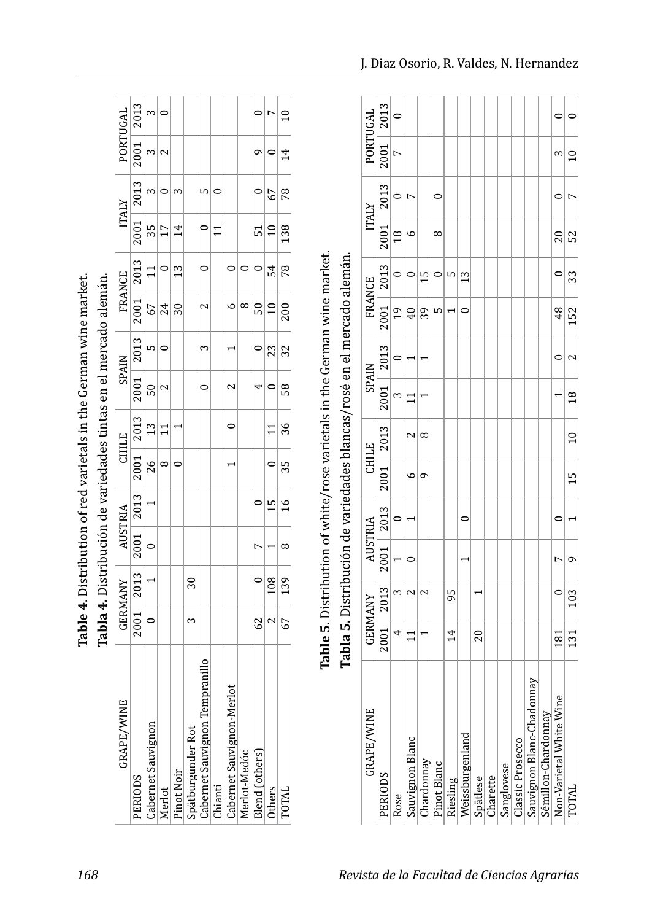**Table 4**. Distribution of red varietals in the German wine market.

**Tabla 4.** Distribución de variedades tintas en el mercado alemán.

| GRAPE/WINE | GERMANY | | AUSTRIA | | CHILE | | SPAIN | | FRANCE | | ITALY | | PORTUGAL | |
|---|---|---|---|---|---|---|---|---|---|---|---|---|---|---|
| PERIODS | 2001 | 2013 | 2001 | 2013 | 2001 | 2013 | 2001 | 2013 | 2001 | 2013 | 2001 | 2013 | 2001 | 2013 |
| Cabernet Sauvignon | 0 | 1 | 0 | 1 | 26 | 13 | 50 | 5 | 67 | 11 | 35 | 3 | 3 | 3 |
| Merlot | | | | | 8 | 11 | 2 | 0 | 24 | 0 | 17 | 0 | 2 | 0 |
| Pinot Noir | | | | | 0 | 1 | | | 30 | 13 | 14 | 3 | | |
| Spätburgunder Rot | 3 | 30 | | | | | | | | | | | | |
| Cabernet Sauvignon Tempranillo | | | | | | | 0 | 3 | 2 | 0 | 0 | 5 | | |
| Chianti | | | | | | | | | | | 11 | 0 | | |
| Cabernet Sauvignon-Merlot | | | | | 1 | 0 | 2 | 1 | 6 | 0 | | | | |
| Merlot-Medóc | | | | | | | | | 8 | 0 | | | | |
| Blend (others) | 62 | 0 | 7 | 0 | | | 4 | 0 | 50 | 0 | 51 | 0 | 9 | 0 |
| Others | 2 | 108 | 1 | 15 | 0 | 11 | 0 | 23 | 10 | 54 | 10 | 67 | 0 | 7 |
| TOTAL | 67 | 139 | 8 | 16 | 35 | 36 | 58 | 32 | 200 | 78 | 138 | 78 | 14 | 10 |

**Table 5.** Distribution of white/rose varietals in the German wine market.

**Tabla 5.** Distribución de variedades blancas/rosé en el mercado alemán.

| GRAPE/WINE | GERMANY | | AUSTRIA | | CHILE | | SPAIN | | FRANCE | | ITALY | | PORTUGAL | |
|---|---|---|---|---|---|---|---|---|---|---|---|---|---|---|
| PERIODS | 2001 | 2013 | 2001 | 2013 | 2001 | 2013 | 2001 | 2013 | 2001 | 2013 | 2001 | 2013 | 2001 | 2013 |
| Rose | 4 | 3 | 1 | 0 | | | 3 | 0 | 19 | 0 | 18 | 0 | 7 | 0 |
| Sauvignon Blanc | 11 | 2 | 0 | 1 | 6 | 2 | 11 | 1 | 40 | 0 | 6 | 7 | | |
| Chardonnay | 1 | 2 | | | 9 | 8 | 1 | 1 | 39 | 15 | | | | |
| Pinot Blanc | | | | | | | | | 5 | 0 | 8 | 0 | | |
| Riesling | 14 | 95 | | | | | | | 1 | 5 | | | | |
| Weissburgenland | | | 1 | 0 | | | | | 0 | 13 | | | | |
| Spätlese | 20 | 1 | | | | | | | | | | | | |
| Charette | | | | | | | | | | | | | | |
| Sanglovese | | | | | | | | | | | | | | |
| Classic Prosecco | | | | | | | | | | | | | | |
| Sauvignon Blanc-Chadonnay | | | | | | | | | | | | | | |
| Sémillon-Chardonnay | | | | | | | | | | | | | | |
| Non-Varietal White Wine | 181 | 0 | 7 | 0 | | | 1 | 0 | 48 | 0 | 20 | 0 | 3 | 0 |
| TOTAL | 131 | 103 | 9 | 1 | 15 | 10 | 18 | 2 | 152 | 33 | 52 | 7 | 10 | 0 |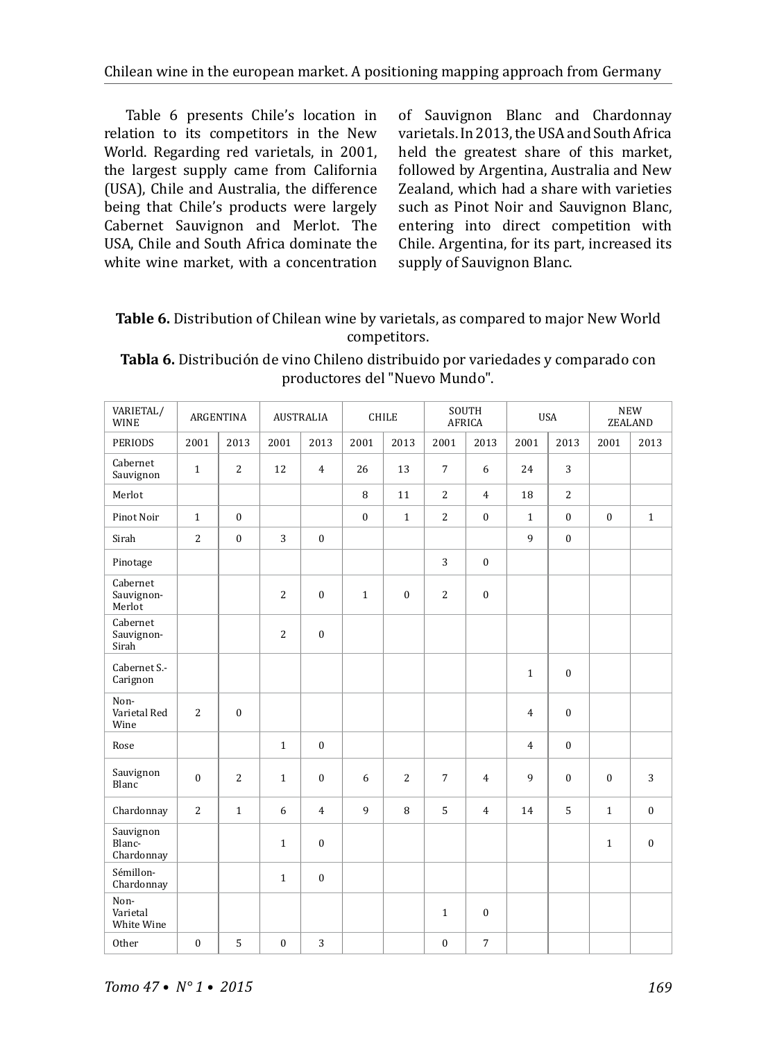Table 6 presents Chile's location in relation to its competitors in the New World. Regarding red varietals, in 2001, the largest supply came from California (USA), Chile and Australia, the difference being that Chile's products were largely Cabernet Sauvignon and Merlot. The USA, Chile and South Africa dominate the white wine market, with a concentration of Sauvignon Blanc and Chardonnay varietals. In 2013, the USA and South Africa held the greatest share of this market, followed by Argentina, Australia and New Zealand, which had a share with varieties such as Pinot Noir and Sauvignon Blanc, entering into direct competition with Chile. Argentina, for its part, increased its supply of Sauvignon Blanc.

**Table 6.** Distribution of Chilean wine by varietals, as compared to major New World competitors.

**Tabla 6.** Distribución de vino Chileno distribuido por variedades y comparado con productores del "Nuevo Mundo".

| VARIETAL/ WINE | ARGENTINA | | AUSTRALIA | | CHILE | | SOUTH AFRICA | | USA | | NEW ZEALAND | |
|---|---|---|---|---|---|---|---|---|---|---|---|---|
| PERIODS | 2001 | 2013 | 2001 | 2013 | 2001 | 2013 | 2001 | 2013 | 2001 | 2013 | 2001 | 2013 |
| Cabernet Sauvignon | 1 | 2 | 12 | 4 | 26 | 13 | 7 | 6 | 24 | 3 | | |
| Merlot | | | | | 8 | 11 | 2 | 4 | 18 | 2 | | |
| Pinot Noir | 1 | 0 | | | 0 | 1 | 2 | 0 | 1 | 0 | 0 | 1 |
| Sirah | 2 | 0 | 3 | 0 | | | | | 9 | 0 | | |
| Pinotage | | | | | | | 3 | 0 | | | | |
| Cabernet Sauvignon-Merlot | | | 2 | 0 | 1 | 0 | 2 | 0 | | | | |
| Cabernet Sauvignon-Sirah | | | 2 | 0 | | | | | | | | |
| Cabernet S.-Carignon | | | | | | | | | 1 | 0 | | |
| Non-Varietal Red Wine | 2 | 0 | | | | | | | 4 | 0 | | |
| Rose | | | 1 | 0 | | | | | 4 | 0 | | |
| Sauvignon Blanc | 0 | 2 | 1 | 0 | 6 | 2 | 7 | 4 | 9 | 0 | 0 | 3 |
| Chardonnay | 2 | 1 | 6 | 4 | 9 | 8 | 5 | 4 | 14 | 5 | 1 | 0 |
| Sauvignon Blanc-Chardonnay | | | 1 | 0 | | | | | | | 1 | 0 |
| Sémillon-Chardonnay | | | 1 | 0 | | | | | | | | |
| Non-Varietal White Wine | | | | | | | 1 | 0 | | | | |
| Other | 0 | 5 | 0 | 3 | | | 0 | 7 | | | | |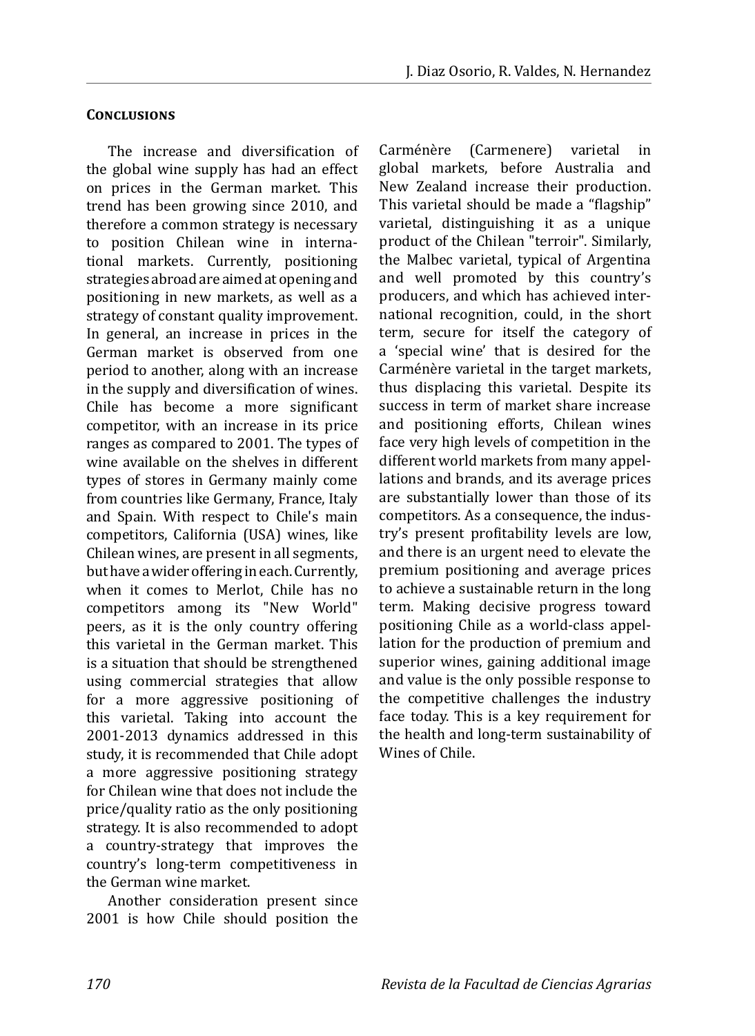## Conclusions

The increase and diversification of the global wine supply has had an effect on prices in the German market. This trend has been growing since 2010, and therefore a common strategy is necessary to position Chilean wine in international markets. Currently, positioning strategies abroad are aimed at opening and positioning in new markets, as well as a strategy of constant quality improvement. In general, an increase in prices in the German market is observed from one period to another, along with an increase in the supply and diversification of wines. Chile has become a more significant competitor, with an increase in its price ranges as compared to 2001. The types of wine available on the shelves in different types of stores in Germany mainly come from countries like Germany, France, Italy and Spain. With respect to Chile's main competitors, California (USA) wines, like Chilean wines, are present in all segments, but have a wider offering in each. Currently, when it comes to Merlot, Chile has no competitors among its "New World" peers, as it is the only country offering this varietal in the German market. This is a situation that should be strengthened using commercial strategies that allow for a more aggressive positioning of this varietal. Taking into account the 2001-2013 dynamics addressed in this study, it is recommended that Chile adopt a more aggressive positioning strategy for Chilean wine that does not include the price/quality ratio as the only positioning strategy. It is also recommended to adopt a country-strategy that improves the country's long-term competitiveness in the German wine market.

Another consideration present since 2001 is how Chile should position the Carménère (Carmenere) varietal in global markets, before Australia and New Zealand increase their production. This varietal should be made a "flagship" varietal, distinguishing it as a unique product of the Chilean "terroir". Similarly, the Malbec varietal, typical of Argentina and well promoted by this country's producers, and which has achieved international recognition, could, in the short term, secure for itself the category of a 'special wine' that is desired for the Carménère varietal in the target markets, thus displacing this varietal. Despite its success in term of market share increase and positioning efforts, Chilean wines face very high levels of competition in the different world markets from many appellations and brands, and its average prices are substantially lower than those of its competitors. As a consequence, the industry's present profitability levels are low, and there is an urgent need to elevate the premium positioning and average prices to achieve a sustainable return in the long term. Making decisive progress toward positioning Chile as a world-class appellation for the production of premium and superior wines, gaining additional image and value is the only possible response to the competitive challenges the industry face today. This is a key requirement for the health and long-term sustainability of Wines of Chile.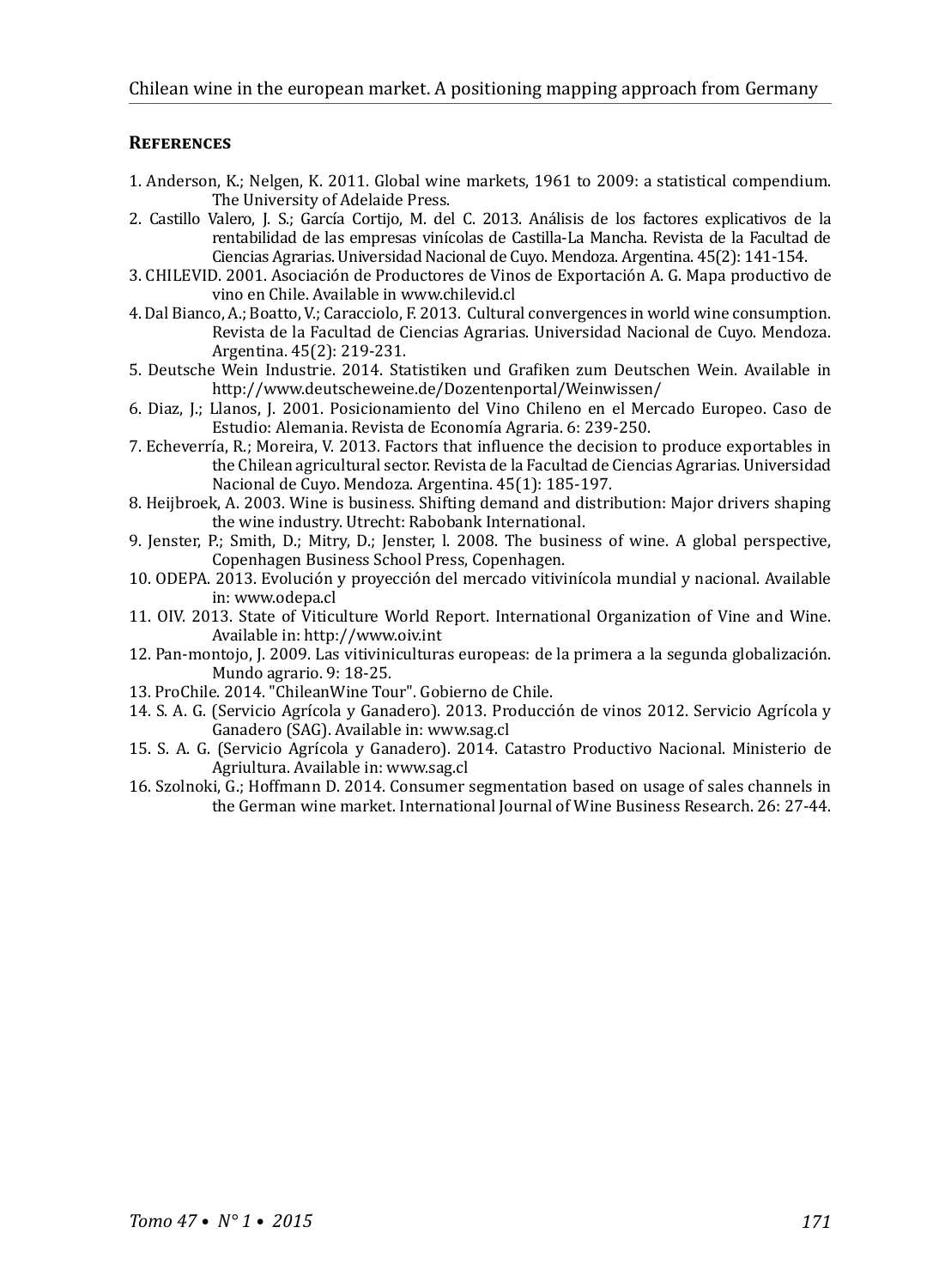## References

1. Anderson, K.; Nelgen, K. 2011. Global wine markets, 1961 to 2009: a statistical compendium. The University of Adelaide Press.
2. Castillo Valero, J. S.; García Cortijo, M. del C. 2013. Análisis de los factores explicativos de la rentabilidad de las empresas vinícolas de Castilla-La Mancha. Revista de la Facultad de Ciencias Agrarias. Universidad Nacional de Cuyo. Mendoza. Argentina. 45(2): 141-154.
3. CHILEVID. 2001. Asociación de Productores de Vinos de Exportación A. G. Mapa productivo de vino en Chile. Available in www.chilevid.cl
4. Dal Bianco, A.; Boatto, V.; Caracciolo, F. 2013. Cultural convergences in world wine consumption. Revista de la Facultad de Ciencias Agrarias. Universidad Nacional de Cuyo. Mendoza. Argentina. 45(2): 219-231.
5. Deutsche Wein Industrie. 2014. Statistiken und Grafiken zum Deutschen Wein. Available in http://www.deutscheweine.de/Dozentenportal/Weinwissen/
6. Diaz, J.; Llanos, J. 2001. Posicionamiento del Vino Chileno en el Mercado Europeo. Caso de Estudio: Alemania. Revista de Economía Agraria. 6: 239-250.
7. Echeverría, R.; Moreira, V. 2013. Factors that influence the decision to produce exportables in the Chilean agricultural sector. Revista de la Facultad de Ciencias Agrarias. Universidad Nacional de Cuyo. Mendoza. Argentina. 45(1): 185-197.
8. Heijbroek, A. 2003. Wine is business. Shifting demand and distribution: Major drivers shaping the wine industry. Utrecht: Rabobank International.
9. Jenster, P.; Smith, D.; Mitry, D.; Jenster, l. 2008. The business of wine. A global perspective, Copenhagen Business School Press, Copenhagen.
10. ODEPA. 2013. Evolución y proyección del mercado vitivinícola mundial y nacional. Available in: www.odepa.cl
11. OIV. 2013. State of Viticulture World Report. International Organization of Vine and Wine. Available in: http://www.oiv.int
12. Pan-montojo, J. 2009. Las vitiviniculturas europeas: de la primera a la segunda globalización. Mundo agrario. 9: 18-25.
13. ProChile. 2014. "ChileanWine Tour". Gobierno de Chile.
14. S. A. G. (Servicio Agrícola y Ganadero). 2013. Producción de vinos 2012. Servicio Agrícola y Ganadero (SAG). Available in: www.sag.cl
15. S. A. G. (Servicio Agrícola y Ganadero). 2014. Catastro Productivo Nacional. Ministerio de Agriultura. Available in: www.sag.cl
16. Szolnoki, G.; Hoffmann D. 2014. Consumer segmentation based on usage of sales channels in the German wine market. International Journal of Wine Business Research. 26: 27-44.